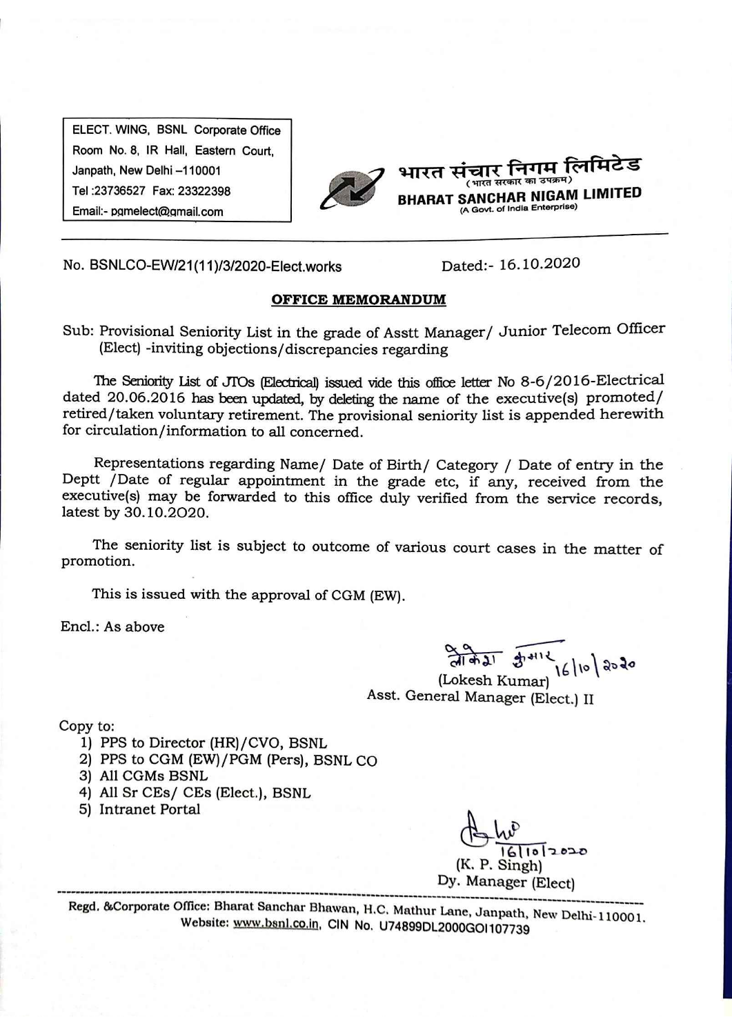ELECT. WING, BSNL Corporate Office
Room No. 8, IR Hall, Eastern Court,
Janpath, New Delhi –110001
Tel :23736527 Fax: 23322398
Email:- pgmelect@gmail.com

भारत संचार निगम लिमिटेड
(भारत सरकार का उपक्रम)
**BHARAT SANCHAR NIGAM LIMITED**
(A Govt. of India Enterprise)

No. BSNLCO-EW/21(11)/3/2020-Elect.works Dated:- 16.10.2020

## OFFICE MEMORANDUM

Sub: Provisional Seniority List in the grade of Asstt Manager/ Junior Telecom Officer (Elect) -inviting objections/discrepancies regarding

The Seniority List of JTOs (Electrical) issued vide this office letter No 8-6/2016-Electrical dated 20.06.2016 has been updated, by deleting the name of the executive(s) promoted/ retired/taken voluntary retirement. The provisional seniority list is appended herewith for circulation/information to all concerned.

Representations regarding Name/ Date of Birth/ Category / Date of entry in the Deptt /Date of regular appointment in the grade etc, if any, received from the executive(s) may be forwarded to this office duly verified from the service records, latest by 30.10.2020.

The seniority list is subject to outcome of various court cases in the matter of promotion.

This is issued with the approval of CGM (EW).

Encl.: As above

लोकेश कुमार 16|10|2020
(Lokesh Kumar)
Asst. General Manager (Elect.) II

Copy to:
1) PPS to Director (HR)/CVO, BSNL
2) PPS to CGM (EW)/PGM (Pers), BSNL CO
3) All CGMs BSNL
4) All Sr CEs/ CEs (Elect.), BSNL
5) Intranet Portal

16|10|2020
(K. P. Singh)
Dy. Manager (Elect)

Regd. &Corporate Office: Bharat Sanchar Bhawan, H.C. Mathur Lane, Janpath, New Delhi-110001.
Website: www.bsnl.co.in, CIN No. U74899DL2000GOI107739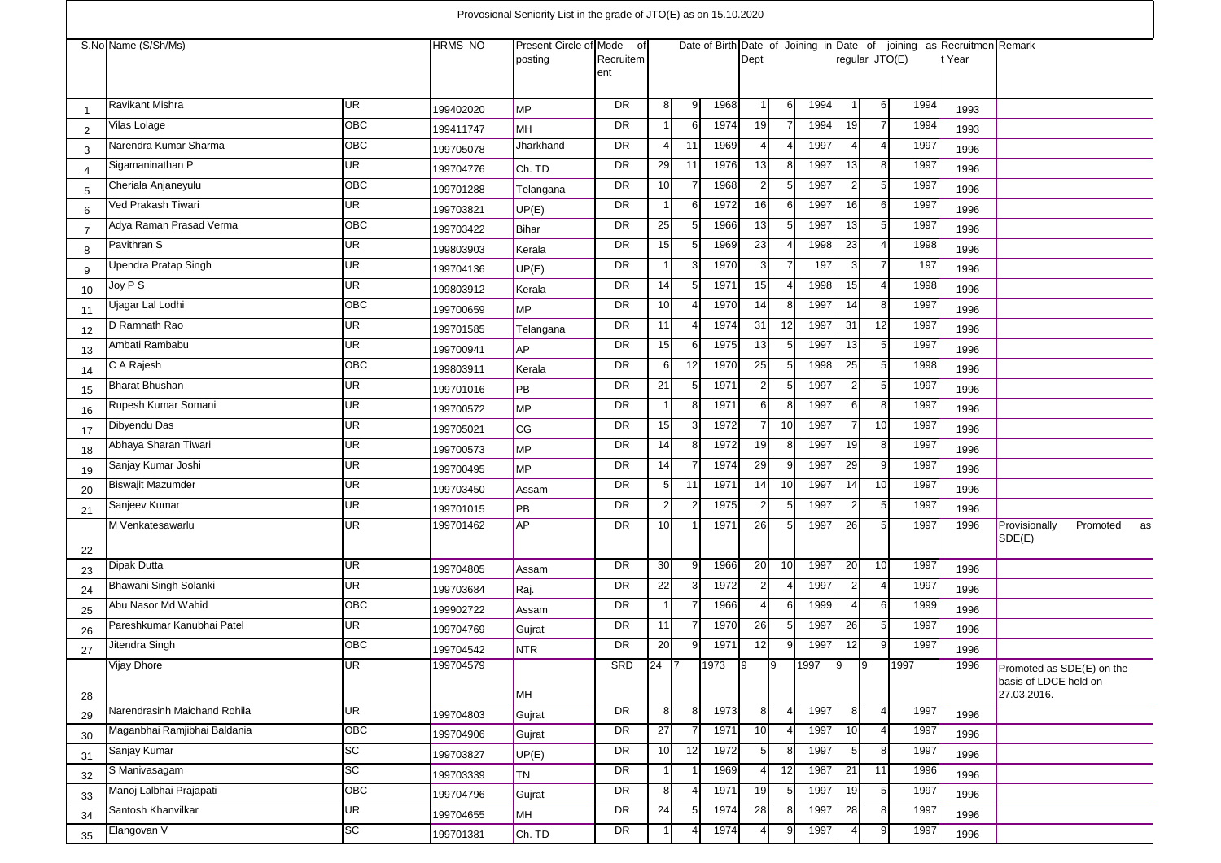Provosional Seniority List in the grade of JTO(E) as on 15.10.2020

| S.No | Name (S/Sh/Ms) | | HRMS NO | Present Circle of posting | Mode of Recruitment | Date of Birth | | | Date of Joining in Dept | | | Date of joining as regular JTO(E) | | | Recruitment Year | Remark |
|---|---|---|---|---|---|---|---|---|---|---|---|---|---|---|---|---|
| 1 | Ravikant Mishra | UR | 199402020 | MP | DR | 8 | 9 | 1968 | 1 | 6 | 1994 | 1 | 6 | 1994 | 1993 | |
| 2 | Vilas Lolage | OBC | 199411747 | MH | DR | 1 | 6 | 1974 | 19 | 7 | 1994 | 19 | 7 | 1994 | 1993 | |
| 3 | Narendra Kumar Sharma | OBC | 199705078 | Jharkhand | DR | 4 | 11 | 1969 | 4 | 4 | 1997 | 4 | 4 | 1997 | 1996 | |
| 4 | Sigamaninathan P | UR | 199704776 | Ch. TD | DR | 29 | 11 | 1976 | 13 | 8 | 1997 | 13 | 8 | 1997 | 1996 | |
| 5 | Cheriala Anjaneyulu | OBC | 199701288 | Telangana | DR | 10 | 7 | 1968 | 2 | 5 | 1997 | 2 | 5 | 1997 | 1996 | |
| 6 | Ved Prakash Tiwari | UR | 199703821 | UP(E) | DR | 1 | 6 | 1972 | 16 | 6 | 1997 | 16 | 6 | 1997 | 1996 | |
| 7 | Adya Raman Prasad Verma | OBC | 199703422 | Bihar | DR | 25 | 5 | 1966 | 13 | 5 | 1997 | 13 | 5 | 1997 | 1996 | |
| 8 | Pavithran S | UR | 199803903 | Kerala | DR | 15 | 5 | 1969 | 23 | 4 | 1998 | 23 | 4 | 1998 | 1996 | |
| 9 | Upendra Pratap Singh | UR | 199704136 | UP(E) | DR | 1 | 3 | 1970 | 3 | 7 | 197 | 3 | 7 | 197 | 1996 | |
| 10 | Joy P S | UR | 199803912 | Kerala | DR | 14 | 5 | 1971 | 15 | 4 | 1998 | 15 | 4 | 1998 | 1996 | |
| 11 | Ujagar Lal Lodhi | OBC | 199700659 | MP | DR | 10 | 4 | 1970 | 14 | 8 | 1997 | 14 | 8 | 1997 | 1996 | |
| 12 | D Ramnath Rao | UR | 199701585 | Telangana | DR | 11 | 4 | 1974 | 31 | 12 | 1997 | 31 | 12 | 1997 | 1996 | |
| 13 | Ambati Rambabu | UR | 199700941 | AP | DR | 15 | 6 | 1975 | 13 | 5 | 1997 | 13 | 5 | 1997 | 1996 | |
| 14 | C A Rajesh | OBC | 199803911 | Kerala | DR | 6 | 12 | 1970 | 25 | 5 | 1998 | 25 | 5 | 1998 | 1996 | |
| 15 | Bharat Bhushan | UR | 199701016 | PB | DR | 21 | 5 | 1971 | 2 | 5 | 1997 | 2 | 5 | 1997 | 1996 | |
| 16 | Rupesh Kumar Somani | UR | 199700572 | MP | DR | 1 | 8 | 1971 | 6 | 8 | 1997 | 6 | 8 | 1997 | 1996 | |
| 17 | Dibyendu Das | UR | 199705021 | CG | DR | 15 | 3 | 1972 | 7 | 10 | 1997 | 7 | 10 | 1997 | 1996 | |
| 18 | Abhaya Sharan Tiwari | UR | 199700573 | MP | DR | 14 | 8 | 1972 | 19 | 8 | 1997 | 19 | 8 | 1997 | 1996 | |
| 19 | Sanjay Kumar Joshi | UR | 199700495 | MP | DR | 14 | 7 | 1974 | 29 | 9 | 1997 | 29 | 9 | 1997 | 1996 | |
| 20 | Biswajit Mazumder | UR | 199703450 | Assam | DR | 5 | 11 | 1971 | 14 | 10 | 1997 | 14 | 10 | 1997 | 1996 | |
| 21 | Sanjeev Kumar | UR | 199701015 | PB | DR | 2 | 2 | 1975 | 2 | 5 | 1997 | 2 | 5 | 1997 | 1996 | |
| 22 | M Venkatesawarlu | UR | 199701462 | AP | DR | 10 | 1 | 1971 | 26 | 5 | 1997 | 26 | 5 | 1997 | 1996 | Provisionally Promoted as SDE(E) |
| 23 | Dipak Dutta | UR | 199704805 | Assam | DR | 30 | 9 | 1966 | 20 | 10 | 1997 | 20 | 10 | 1997 | 1996 | |
| 24 | Bhawani Singh Solanki | UR | 199703684 | Raj. | DR | 22 | 3 | 1972 | 2 | 4 | 1997 | 2 | 4 | 1997 | 1996 | |
| 25 | Abu Nasor Md Wahid | OBC | 199902722 | Assam | DR | 1 | 7 | 1966 | 4 | 6 | 1999 | 4 | 6 | 1999 | 1996 | |
| 26 | Pareshkumar Kanubhai Patel | UR | 199704769 | Gujrat | DR | 11 | 7 | 1970 | 26 | 5 | 1997 | 26 | 5 | 1997 | 1996 | |
| 27 | Jitendra Singh | OBC | 199704542 | NTR | DR | 20 | 9 | 1971 | 12 | 9 | 1997 | 12 | 9 | 1997 | 1996 | |
| 28 | Vijay Dhore | UR | 199704579 | MH | SRD | 24 | 7 | 1973 | 9 | 9 | 1997 | 9 | 9 | 1997 | 1996 | Promoted as SDE(E) on the basis of LDCE held on 27.03.2016. |
| 29 | Narendrasinh Maichand Rohila | UR | 199704803 | Gujrat | DR | 8 | 8 | 1973 | 8 | 4 | 1997 | 8 | 4 | 1997 | 1996 | |
| 30 | Maganbhai Ramjibhai Baldania | OBC | 199704906 | Gujrat | DR | 27 | 7 | 1971 | 10 | 4 | 1997 | 10 | 4 | 1997 | 1996 | |
| 31 | Sanjay Kumar | SC | 199703827 | UP(E) | DR | 10 | 12 | 1972 | 5 | 8 | 1997 | 5 | 8 | 1997 | 1996 | |
| 32 | S Manivasagam | SC | 199703339 | TN | DR | 1 | 1 | 1969 | 4 | 12 | 1987 | 21 | 11 | 1996 | 1996 | |
| 33 | Manoj Lalbhai Prajapati | OBC | 199704796 | Gujrat | DR | 8 | 4 | 1971 | 19 | 5 | 1997 | 19 | 5 | 1997 | 1996 | |
| 34 | Santosh Khanvilkar | UR | 199704655 | MH | DR | 24 | 5 | 1974 | 28 | 8 | 1997 | 28 | 8 | 1997 | 1996 | |
| 35 | Elangovan V | SC | 199701381 | Ch. TD | DR | 1 | 4 | 1974 | 4 | 9 | 1997 | 4 | 9 | 1997 | 1996 | |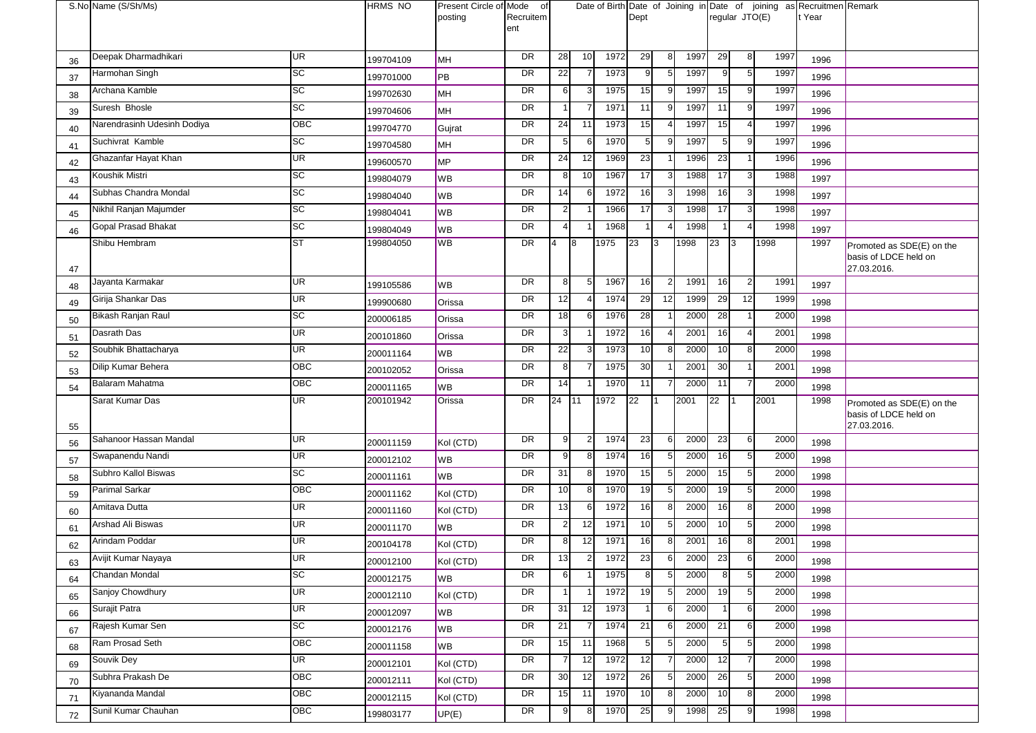| S.No | Name (S/Sh/Ms) | | HRMS NO | Present Circle of posting | Mode of Recruitement | Date of Birth | | | Date of Joining in Dept | | | Date of joining as regular JTO(E) | | | Recruitment Year | Remark |
|---|---|---|---|---|---|---|---|---|---|---|---|---|---|---|---|---|
| 36 | Deepak Dharmadhikari | UR | 199704109 | MH | DR | 28 | 10 | 1972 | 29 | 8 | 1997 | 29 | 8 | 1997 | 1996 | |
| 37 | Harmohan Singh | SC | 199701000 | PB | DR | 22 | 7 | 1973 | 9 | 5 | 1997 | 9 | 5 | 1997 | 1996 | |
| 38 | Archana Kamble | SC | 199702630 | MH | DR | 6 | 3 | 1975 | 15 | 9 | 1997 | 15 | 9 | 1997 | 1996 | |
| 39 | Suresh Bhosle | SC | 199704606 | MH | DR | 1 | 7 | 1971 | 11 | 9 | 1997 | 11 | 9 | 1997 | 1996 | |
| 40 | Narendrasinh Udesinh Dodiya | OBC | 199704770 | Gujrat | DR | 24 | 11 | 1973 | 15 | 4 | 1997 | 15 | 4 | 1997 | 1996 | |
| 41 | Suchivrat Kamble | SC | 199704580 | MH | DR | 5 | 6 | 1970 | 5 | 9 | 1997 | 5 | 9 | 1997 | 1996 | |
| 42 | Ghazanfar Hayat Khan | UR | 199600570 | MP | DR | 24 | 12 | 1969 | 23 | 1 | 1996 | 23 | 1 | 1996 | 1996 | |
| 43 | Koushik Mistri | SC | 199804079 | WB | DR | 8 | 10 | 1967 | 17 | 3 | 1988 | 17 | 3 | 1988 | 1997 | |
| 44 | Subhas Chandra Mondal | SC | 199804040 | WB | DR | 14 | 6 | 1972 | 16 | 3 | 1998 | 16 | 3 | 1998 | 1997 | |
| 45 | Nikhil Ranjan Majumder | SC | 199804041 | WB | DR | 2 | 1 | 1966 | 17 | 3 | 1998 | 17 | 3 | 1998 | 1997 | |
| 46 | Gopal Prasad Bhakat | SC | 199804049 | WB | DR | 4 | 1 | 1968 | 1 | 4 | 1998 | 1 | 4 | 1998 | 1997 | |
| 47 | Shibu Hembram | ST | 199804050 | WB | DR | 4 | 8 | 1975 | 23 | 3 | 1998 | 23 | 3 | 1998 | 1997 | Promoted as SDE(E) on the basis of LDCE held on 27.03.2016. |
| 48 | Jayanta Karmakar | UR | 199105586 | WB | DR | 8 | 5 | 1967 | 16 | 2 | 1991 | 16 | 2 | 1991 | 1997 | |
| 49 | Girija Shankar Das | UR | 199900680 | Orissa | DR | 12 | 4 | 1974 | 29 | 12 | 1999 | 29 | 12 | 1999 | 1998 | |
| 50 | Bikash Ranjan Raul | SC | 200006185 | Orissa | DR | 18 | 6 | 1976 | 28 | 1 | 2000 | 28 | 1 | 2000 | 1998 | |
| 51 | Dasrath Das | UR | 200101860 | Orissa | DR | 3 | 1 | 1972 | 16 | 4 | 2001 | 16 | 4 | 2001 | 1998 | |
| 52 | Soubhik Bhattacharya | UR | 200011164 | WB | DR | 22 | 3 | 1973 | 10 | 8 | 2000 | 10 | 8 | 2000 | 1998 | |
| 53 | Dilip Kumar Behera | OBC | 200102052 | Orissa | DR | 8 | 7 | 1975 | 30 | 1 | 2001 | 30 | 1 | 2001 | 1998 | |
| 54 | Balaram Mahatma | OBC | 200011165 | WB | DR | 14 | 1 | 1970 | 11 | 7 | 2000 | 11 | 7 | 2000 | 1998 | |
| 55 | Sarat Kumar Das | UR | 200101942 | Orissa | DR | 24 | 11 | 1972 | 22 | 1 | 2001 | 22 | 1 | 2001 | 1998 | Promoted as SDE(E) on the basis of LDCE held on 27.03.2016. |
| 56 | Sahanoor Hassan Mandal | UR | 200011159 | Kol (CTD) | DR | 9 | 2 | 1974 | 23 | 6 | 2000 | 23 | 6 | 2000 | 1998 | |
| 57 | Swapanendu Nandi | UR | 200012102 | WB | DR | 9 | 8 | 1974 | 16 | 5 | 2000 | 16 | 5 | 2000 | 1998 | |
| 58 | Subhro Kallol Biswas | SC | 200011161 | WB | DR | 31 | 8 | 1970 | 15 | 5 | 2000 | 15 | 5 | 2000 | 1998 | |
| 59 | Parimal Sarkar | OBC | 200011162 | Kol (CTD) | DR | 10 | 8 | 1970 | 19 | 5 | 2000 | 19 | 5 | 2000 | 1998 | |
| 60 | Amitava Dutta | UR | 200011160 | Kol (CTD) | DR | 13 | 6 | 1972 | 16 | 8 | 2000 | 16 | 8 | 2000 | 1998 | |
| 61 | Arshad Ali Biswas | UR | 200011170 | WB | DR | 2 | 12 | 1971 | 10 | 5 | 2000 | 10 | 5 | 2000 | 1998 | |
| 62 | Arindam Poddar | UR | 200104178 | Kol (CTD) | DR | 8 | 12 | 1971 | 16 | 8 | 2001 | 16 | 8 | 2001 | 1998 | |
| 63 | Avijit Kumar Nayaya | UR | 200012100 | Kol (CTD) | DR | 13 | 2 | 1972 | 23 | 6 | 2000 | 23 | 6 | 2000 | 1998 | |
| 64 | Chandan Mondal | SC | 200012175 | WB | DR | 6 | 1 | 1975 | 8 | 5 | 2000 | 8 | 5 | 2000 | 1998 | |
| 65 | Sanjoy Chowdhury | UR | 200012110 | Kol (CTD) | DR | 1 | 1 | 1972 | 19 | 5 | 2000 | 19 | 5 | 2000 | 1998 | |
| 66 | Surajit Patra | UR | 200012097 | WB | DR | 31 | 12 | 1973 | 1 | 6 | 2000 | 1 | 6 | 2000 | 1998 | |
| 67 | Rajesh Kumar Sen | SC | 200012176 | WB | DR | 21 | 7 | 1974 | 21 | 6 | 2000 | 21 | 6 | 2000 | 1998 | |
| 68 | Ram Prosad Seth | OBC | 200011158 | WB | DR | 15 | 11 | 1968 | 5 | 5 | 2000 | 5 | 5 | 2000 | 1998 | |
| 69 | Souvik Dey | UR | 200012101 | Kol (CTD) | DR | 7 | 12 | 1972 | 12 | 7 | 2000 | 12 | 7 | 2000 | 1998 | |
| 70 | Subhra Prakash De | OBC | 200012111 | Kol (CTD) | DR | 30 | 12 | 1972 | 26 | 5 | 2000 | 26 | 5 | 2000 | 1998 | |
| 71 | Kiyananda Mandal | OBC | 200012115 | Kol (CTD) | DR | 15 | 11 | 1970 | 10 | 8 | 2000 | 10 | 8 | 2000 | 1998 | |
| 72 | Sunil Kumar Chauhan | OBC | 199803177 | UP(E) | DR | 9 | 8 | 1970 | 25 | 9 | 1998 | 25 | 9 | 1998 | 1998 | |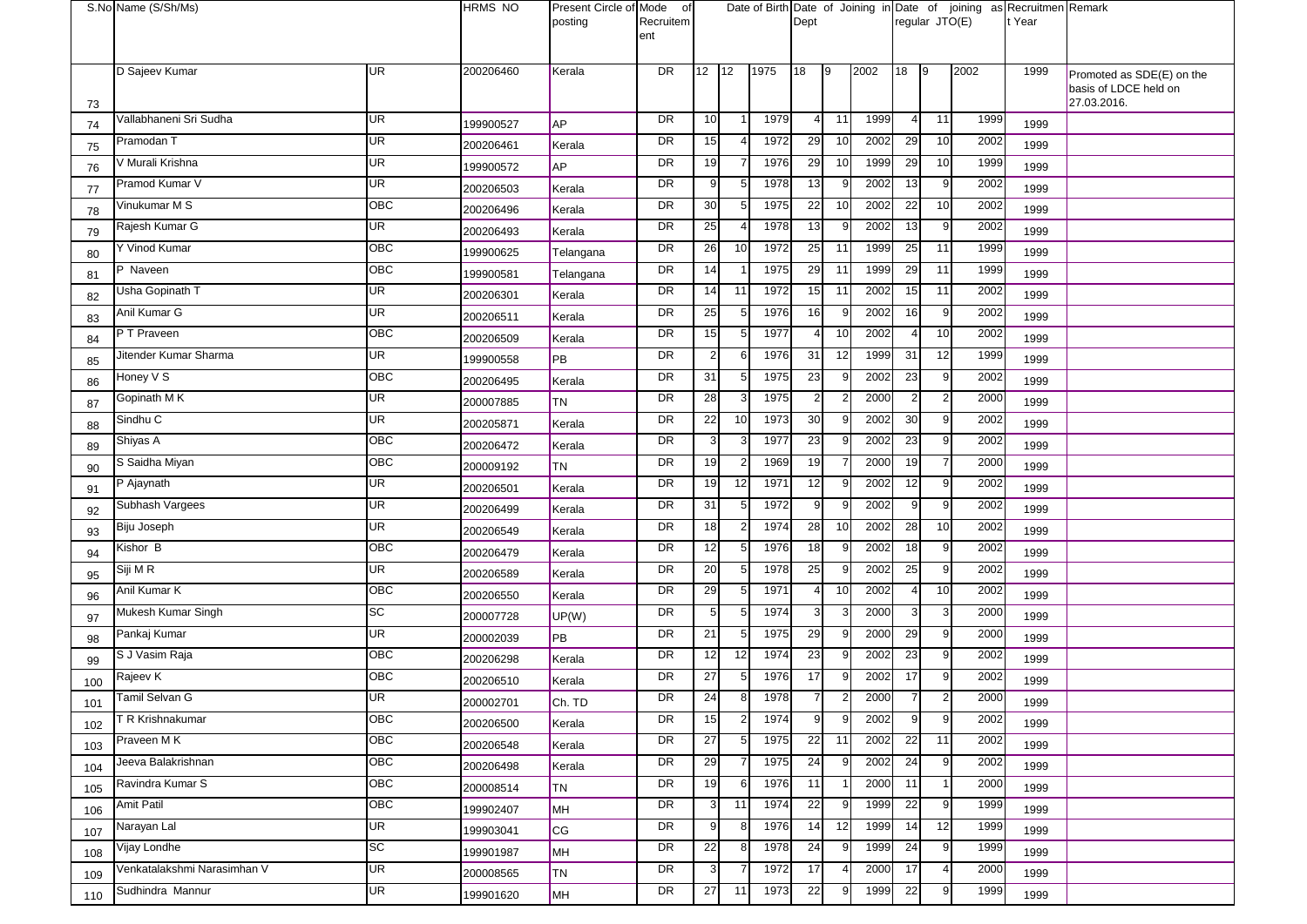| S.No | Name (S/Sh/Ms) | | HRMS NO | Present Circle of posting | Mode of Recruitement | Date of Birth | | | Date of Joining in Dept | | | Date of joining as regular JTO(E) | | | Recruitment Year | Remark |
|---|---|---|---|---|---|---|---|---|---|---|---|---|---|---|---|---|
| 73 | D Sajeev Kumar | UR | 200206460 | Kerala | DR | 12 | 12 | 1975 | 18 | 9 | 2002 | 18 | 9 | 2002 | 1999 | Promoted as SDE(E) on the basis of LDCE held on 27.03.2016. |
| 74 | Vallabhaneni Sri Sudha | UR | 199900527 | AP | DR | 10 | 1 | 1979 | 4 | 11 | 1999 | 4 | 11 | 1999 | 1999 | |
| 75 | Pramodan T | UR | 200206461 | Kerala | DR | 15 | 4 | 1972 | 29 | 10 | 2002 | 29 | 10 | 2002 | 1999 | |
| 76 | V Murali Krishna | UR | 199900572 | AP | DR | 19 | 7 | 1976 | 29 | 10 | 1999 | 29 | 10 | 1999 | 1999 | |
| 77 | Pramod Kumar V | UR | 200206503 | Kerala | DR | 9 | 5 | 1978 | 13 | 9 | 2002 | 13 | 9 | 2002 | 1999 | |
| 78 | Vinukumar M S | OBC | 200206496 | Kerala | DR | 30 | 5 | 1975 | 22 | 10 | 2002 | 22 | 10 | 2002 | 1999 | |
| 79 | Rajesh Kumar G | UR | 200206493 | Kerala | DR | 25 | 4 | 1978 | 13 | 9 | 2002 | 13 | 9 | 2002 | 1999 | |
| 80 | Y Vinod Kumar | OBC | 199900625 | Telangana | DR | 26 | 10 | 1972 | 25 | 11 | 1999 | 25 | 11 | 1999 | 1999 | |
| 81 | P Naveen | OBC | 199900581 | Telangana | DR | 14 | 1 | 1975 | 29 | 11 | 1999 | 29 | 11 | 1999 | 1999 | |
| 82 | Usha Gopinath T | UR | 200206301 | Kerala | DR | 14 | 11 | 1972 | 15 | 11 | 2002 | 15 | 11 | 2002 | 1999 | |
| 83 | Anil Kumar G | UR | 200206511 | Kerala | DR | 25 | 5 | 1976 | 16 | 9 | 2002 | 16 | 9 | 2002 | 1999 | |
| 84 | P T Praveen | OBC | 200206509 | Kerala | DR | 15 | 5 | 1977 | 4 | 10 | 2002 | 4 | 10 | 2002 | 1999 | |
| 85 | Jitender Kumar Sharma | UR | 199900558 | PB | DR | 2 | 6 | 1976 | 31 | 12 | 1999 | 31 | 12 | 1999 | 1999 | |
| 86 | Honey V S | OBC | 200206495 | Kerala | DR | 31 | 5 | 1975 | 23 | 9 | 2002 | 23 | 9 | 2002 | 1999 | |
| 87 | Gopinath M K | UR | 200007885 | TN | DR | 28 | 3 | 1975 | 2 | 2 | 2000 | 2 | 2 | 2000 | 1999 | |
| 88 | Sindhu C | UR | 200205871 | Kerala | DR | 22 | 10 | 1973 | 30 | 9 | 2002 | 30 | 9 | 2002 | 1999 | |
| 89 | Shiyas A | OBC | 200206472 | Kerala | DR | 3 | 3 | 1977 | 23 | 9 | 2002 | 23 | 9 | 2002 | 1999 | |
| 90 | S Saidha Miyan | OBC | 200009192 | TN | DR | 19 | 2 | 1969 | 19 | 7 | 2000 | 19 | 7 | 2000 | 1999 | |
| 91 | P Ajaynath | UR | 200206501 | Kerala | DR | 19 | 12 | 1971 | 12 | 9 | 2002 | 12 | 9 | 2002 | 1999 | |
| 92 | Subhash Vargees | UR | 200206499 | Kerala | DR | 31 | 5 | 1972 | 9 | 9 | 2002 | 9 | 9 | 2002 | 1999 | |
| 93 | Biju Joseph | UR | 200206549 | Kerala | DR | 18 | 2 | 1974 | 28 | 10 | 2002 | 28 | 10 | 2002 | 1999 | |
| 94 | Kishor B | OBC | 200206479 | Kerala | DR | 12 | 5 | 1976 | 18 | 9 | 2002 | 18 | 9 | 2002 | 1999 | |
| 95 | Siji M R | UR | 200206589 | Kerala | DR | 20 | 5 | 1978 | 25 | 9 | 2002 | 25 | 9 | 2002 | 1999 | |
| 96 | Anil Kumar K | OBC | 200206550 | Kerala | DR | 29 | 5 | 1971 | 4 | 10 | 2002 | 4 | 10 | 2002 | 1999 | |
| 97 | Mukesh Kumar Singh | SC | 200007728 | UP(W) | DR | 5 | 5 | 1974 | 3 | 3 | 2000 | 3 | 3 | 2000 | 1999 | |
| 98 | Pankaj Kumar | UR | 200002039 | PB | DR | 21 | 5 | 1975 | 29 | 9 | 2000 | 29 | 9 | 2000 | 1999 | |
| 99 | S J Vasim Raja | OBC | 200206298 | Kerala | DR | 12 | 12 | 1974 | 23 | 9 | 2002 | 23 | 9 | 2002 | 1999 | |
| 100 | Rajeev K | OBC | 200206510 | Kerala | DR | 27 | 5 | 1976 | 17 | 9 | 2002 | 17 | 9 | 2002 | 1999 | |
| 101 | Tamil Selvan G | UR | 200002701 | Ch. TD | DR | 24 | 8 | 1978 | 7 | 2 | 2000 | 7 | 2 | 2000 | 1999 | |
| 102 | T R Krishnakumar | OBC | 200206500 | Kerala | DR | 15 | 2 | 1974 | 9 | 9 | 2002 | 9 | 9 | 2002 | 1999 | |
| 103 | Praveen M K | OBC | 200206548 | Kerala | DR | 27 | 5 | 1975 | 22 | 11 | 2002 | 22 | 11 | 2002 | 1999 | |
| 104 | Jeeva Balakrishnan | OBC | 200206498 | Kerala | DR | 29 | 7 | 1975 | 24 | 9 | 2002 | 24 | 9 | 2002 | 1999 | |
| 105 | Ravindra Kumar S | OBC | 200008514 | TN | DR | 19 | 6 | 1976 | 11 | 1 | 2000 | 11 | 1 | 2000 | 1999 | |
| 106 | Amit Patil | OBC | 199902407 | MH | DR | 3 | 11 | 1974 | 22 | 9 | 1999 | 22 | 9 | 1999 | 1999 | |
| 107 | Narayan Lal | UR | 199903041 | CG | DR | 9 | 8 | 1976 | 14 | 12 | 1999 | 14 | 12 | 1999 | 1999 | |
| 108 | Vijay Londhe | SC | 199901987 | MH | DR | 22 | 8 | 1978 | 24 | 9 | 1999 | 24 | 9 | 1999 | 1999 | |
| 109 | Venkatalakshmi Narasimhan V | UR | 200008565 | TN | DR | 3 | 7 | 1972 | 17 | 4 | 2000 | 17 | 4 | 2000 | 1999 | |
| 110 | Sudhindra Mannur | UR | 199901620 | MH | DR | 27 | 11 | 1973 | 22 | 9 | 1999 | 22 | 9 | 1999 | 1999 | |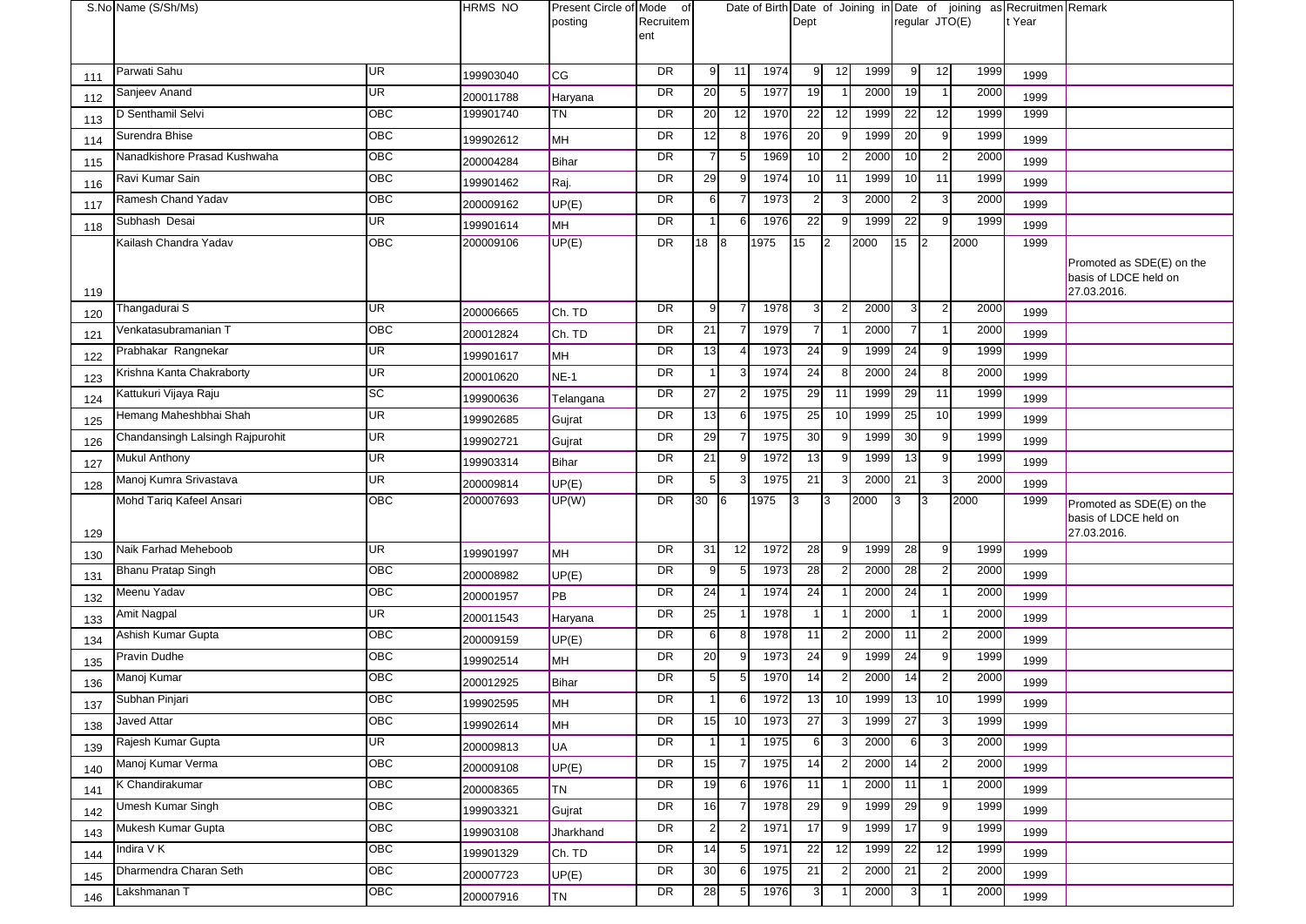| S.No | Name (S/Sh/Ms) | | HRMS NO | Present Circle of posting | Mode of Recruitement | Date of Birth | | | Date of Joining in Dept | | | Date of joining as regular JTO(E) | | | Recruitment Year | Remark |
|---|---|---|---|---|---|---|---|---|---|---|---|---|---|---|---|---|
| 111 | Parwati Sahu | UR | 199903040 | CG | DR | 9 | 11 | 1974 | 9 | 12 | 1999 | 9 | 12 | 1999 | 1999 | |
| 112 | Sanjeev Anand | UR | 200011788 | Haryana | DR | 20 | 5 | 1977 | 19 | 1 | 2000 | 19 | 1 | 2000 | 1999 | |
| 113 | D Senthamil Selvi | OBC | 199901740 | TN | DR | 20 | 12 | 1970 | 22 | 12 | 1999 | 22 | 12 | 1999 | 1999 | |
| 114 | Surendra Bhise | OBC | 199902612 | MH | DR | 12 | 8 | 1976 | 20 | 9 | 1999 | 20 | 9 | 1999 | 1999 | |
| 115 | Nanadkishore Prasad Kushwaha | OBC | 200004284 | Bihar | DR | 7 | 5 | 1969 | 10 | 2 | 2000 | 10 | 2 | 2000 | 1999 | |
| 116 | Ravi Kumar Sain | OBC | 199901462 | Raj. | DR | 29 | 9 | 1974 | 10 | 11 | 1999 | 10 | 11 | 1999 | 1999 | |
| 117 | Ramesh Chand Yadav | OBC | 200009162 | UP(E) | DR | 6 | 7 | 1973 | 2 | 3 | 2000 | 2 | 3 | 2000 | 1999 | |
| 118 | Subhash Desai | UR | 199901614 | MH | DR | 1 | 6 | 1976 | 22 | 9 | 1999 | 22 | 9 | 1999 | 1999 | |
| 119 | Kailash Chandra Yadav | OBC | 200009106 | UP(E) | DR | 18 | 8 | 1975 | 15 | 2 | 2000 | 15 | 2 | 2000 | 1999 | Promoted as SDE(E) on the basis of LDCE held on 27.03.2016. |
| 120 | Thangadurai S | UR | 200006665 | Ch. TD | DR | 9 | 7 | 1978 | 3 | 2 | 2000 | 3 | 2 | 2000 | 1999 | |
| 121 | Venkatasubramanian T | OBC | 200012824 | Ch. TD | DR | 21 | 7 | 1979 | 7 | 1 | 2000 | 7 | 1 | 2000 | 1999 | |
| 122 | Prabhakar Rangnekar | UR | 199901617 | MH | DR | 13 | 4 | 1973 | 24 | 9 | 1999 | 24 | 9 | 1999 | 1999 | |
| 123 | Krishna Kanta Chakraborty | UR | 200010620 | NE-1 | DR | 1 | 3 | 1974 | 24 | 8 | 2000 | 24 | 8 | 2000 | 1999 | |
| 124 | Kattukuri Vijaya Raju | SC | 199900636 | Telangana | DR | 27 | 2 | 1975 | 29 | 11 | 1999 | 29 | 11 | 1999 | 1999 | |
| 125 | Hemang Maheshbhai Shah | UR | 199902685 | Gujrat | DR | 13 | 6 | 1975 | 25 | 10 | 1999 | 25 | 10 | 1999 | 1999 | |
| 126 | Chandansingh Lalsingh Rajpurohit | UR | 199902721 | Gujrat | DR | 29 | 7 | 1975 | 30 | 9 | 1999 | 30 | 9 | 1999 | 1999 | |
| 127 | Mukul Anthony | UR | 199903314 | Bihar | DR | 21 | 9 | 1972 | 13 | 9 | 1999 | 13 | 9 | 1999 | 1999 | |
| 128 | Manoj Kumra Srivastava | UR | 200009814 | UP(E) | DR | 5 | 3 | 1975 | 21 | 3 | 2000 | 21 | 3 | 2000 | 1999 | |
| 129 | Mohd Tariq Kafeel Ansari | OBC | 200007693 | UP(W) | DR | 30 | 6 | 1975 | 3 | 3 | 2000 | 3 | 3 | 2000 | 1999 | Promoted as SDE(E) on the basis of LDCE held on 27.03.2016. |
| 130 | Naik Farhad Meheboob | UR | 199901997 | MH | DR | 31 | 12 | 1972 | 28 | 9 | 1999 | 28 | 9 | 1999 | 1999 | |
| 131 | Bhanu Pratap Singh | OBC | 200008982 | UP(E) | DR | 9 | 5 | 1973 | 28 | 2 | 2000 | 28 | 2 | 2000 | 1999 | |
| 132 | Meenu Yadav | OBC | 200001957 | PB | DR | 24 | 1 | 1974 | 24 | 1 | 2000 | 24 | 1 | 2000 | 1999 | |
| 133 | Amit Nagpal | UR | 200011543 | Haryana | DR | 25 | 1 | 1978 | 1 | 1 | 2000 | 1 | 1 | 2000 | 1999 | |
| 134 | Ashish Kumar Gupta | OBC | 200009159 | UP(E) | DR | 6 | 8 | 1978 | 11 | 2 | 2000 | 11 | 2 | 2000 | 1999 | |
| 135 | Pravin Dudhe | OBC | 199902514 | MH | DR | 20 | 9 | 1973 | 24 | 9 | 1999 | 24 | 9 | 1999 | 1999 | |
| 136 | Manoj Kumar | OBC | 200012925 | Bihar | DR | 5 | 5 | 1970 | 14 | 2 | 2000 | 14 | 2 | 2000 | 1999 | |
| 137 | Subhan Pinjari | OBC | 199902595 | MH | DR | 1 | 6 | 1972 | 13 | 10 | 1999 | 13 | 10 | 1999 | 1999 | |
| 138 | Javed Attar | OBC | 199902614 | MH | DR | 15 | 10 | 1973 | 27 | 3 | 1999 | 27 | 3 | 1999 | 1999 | |
| 139 | Rajesh Kumar Gupta | UR | 200009813 | UA | DR | 1 | 1 | 1975 | 6 | 3 | 2000 | 6 | 3 | 2000 | 1999 | |
| 140 | Manoj Kumar Verma | OBC | 200009108 | UP(E) | DR | 15 | 7 | 1975 | 14 | 2 | 2000 | 14 | 2 | 2000 | 1999 | |
| 141 | K Chandirakumar | OBC | 200008365 | TN | DR | 19 | 6 | 1976 | 11 | 1 | 2000 | 11 | 1 | 2000 | 1999 | |
| 142 | Umesh Kumar Singh | OBC | 199903321 | Gujrat | DR | 16 | 7 | 1978 | 29 | 9 | 1999 | 29 | 9 | 1999 | 1999 | |
| 143 | Mukesh Kumar Gupta | OBC | 199903108 | Jharkhand | DR | 2 | 2 | 1971 | 17 | 9 | 1999 | 17 | 9 | 1999 | 1999 | |
| 144 | Indira V K | OBC | 199901329 | Ch. TD | DR | 14 | 5 | 1971 | 22 | 12 | 1999 | 22 | 12 | 1999 | 1999 | |
| 145 | Dharmendra Charan Seth | OBC | 200007723 | UP(E) | DR | 30 | 6 | 1975 | 21 | 2 | 2000 | 21 | 2 | 2000 | 1999 | |
| 146 | Lakshmanan T | OBC | 200007916 | TN | DR | 28 | 5 | 1976 | 3 | 1 | 2000 | 3 | 1 | 2000 | 1999 | |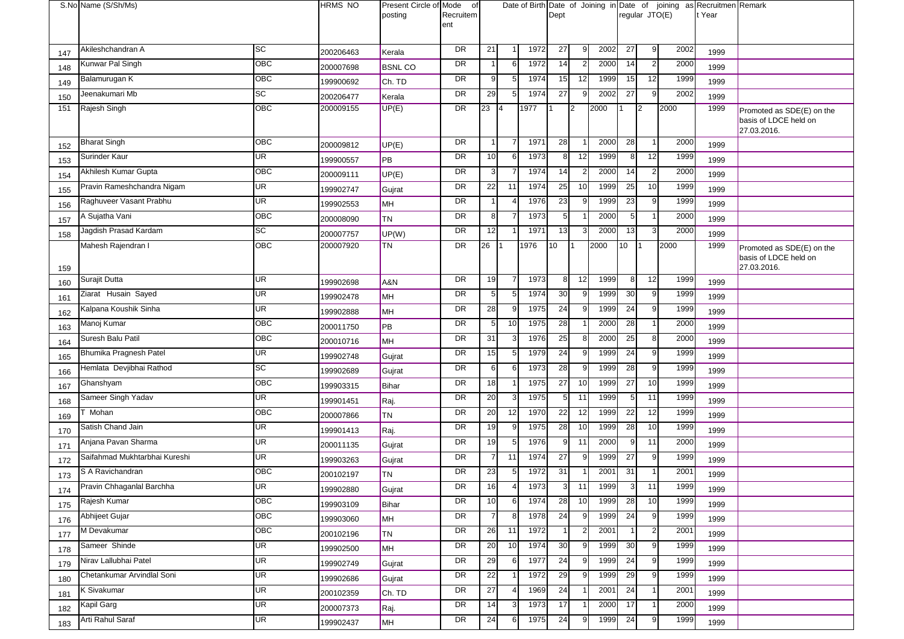| S.No | Name (S/Sh/Ms) | | HRMS NO | Present Circle of posting | Mode of Recruitement | Date of Birth | | | Date of Joining in Dept | | | Date of joining as regular JTO(E) | | | Recruitment Year | Remark |
|---|---|---|---|---|---|---|---|---|---|---|---|---|---|---|---|---|
| 147 | Akileshchandran A | SC | 200206463 | Kerala | DR | 21 | 1 | 1972 | 27 | 9 | 2002 | 27 | 9 | 2002 | 1999 | |
| 148 | Kunwar Pal Singh | OBC | 200007698 | BSNL CO | DR | 1 | 6 | 1972 | 14 | 2 | 2000 | 14 | 2 | 2000 | 1999 | |
| 149 | Balamurugan K | OBC | 199900692 | Ch. TD | DR | 9 | 5 | 1974 | 15 | 12 | 1999 | 15 | 12 | 1999 | 1999 | |
| 150 | Jeenakumari Mb | SC | 200206477 | Kerala | DR | 29 | 5 | 1974 | 27 | 9 | 2002 | 27 | 9 | 2002 | 1999 | |
| 151 | Rajesh Singh | OBC | 200009155 | UP(E) | DR | 23 | 4 | 1977 | 1 | 2 | 2000 | 1 | 2 | 2000 | 1999 | Promoted as SDE(E) on the basis of LDCE held on 27.03.2016. |
| 152 | Bharat Singh | OBC | 200009812 | UP(E) | DR | 1 | 7 | 1971 | 28 | 1 | 2000 | 28 | 1 | 2000 | 1999 | |
| 153 | Surinder Kaur | UR | 199900557 | PB | DR | 10 | 6 | 1973 | 8 | 12 | 1999 | 8 | 12 | 1999 | 1999 | |
| 154 | Akhilesh Kumar Gupta | OBC | 200009111 | UP(E) | DR | 3 | 7 | 1974 | 14 | 2 | 2000 | 14 | 2 | 2000 | 1999 | |
| 155 | Pravin Rameshchandra Nigam | UR | 199902747 | Gujrat | DR | 22 | 11 | 1974 | 25 | 10 | 1999 | 25 | 10 | 1999 | 1999 | |
| 156 | Raghuveer Vasant Prabhu | UR | 199902553 | MH | DR | 1 | 4 | 1976 | 23 | 9 | 1999 | 23 | 9 | 1999 | 1999 | |
| 157 | A Sujatha Vani | OBC | 200008090 | TN | DR | 8 | 7 | 1973 | 5 | 1 | 2000 | 5 | 1 | 2000 | 1999 | |
| 158 | Jagdish Prasad Kardam | SC | 200007757 | UP(W) | DR | 12 | 1 | 1971 | 13 | 3 | 2000 | 13 | 3 | 2000 | 1999 | |
| 159 | Mahesh Rajendran I | OBC | 200007920 | TN | DR | 26 | 1 | 1976 | 10 | 1 | 2000 | 10 | 1 | 2000 | 1999 | Promoted as SDE(E) on the basis of LDCE held on 27.03.2016. |
| 160 | Surajit Dutta | UR | 199902698 | A&N | DR | 19 | 7 | 1973 | 8 | 12 | 1999 | 8 | 12 | 1999 | 1999 | |
| 161 | Ziarat Husain Sayed | UR | 199902478 | MH | DR | 5 | 5 | 1974 | 30 | 9 | 1999 | 30 | 9 | 1999 | 1999 | |
| 162 | Kalpana Koushik Sinha | UR | 199902888 | MH | DR | 28 | 9 | 1975 | 24 | 9 | 1999 | 24 | 9 | 1999 | 1999 | |
| 163 | Manoj Kumar | OBC | 200011750 | PB | DR | 5 | 10 | 1975 | 28 | 1 | 2000 | 28 | 1 | 2000 | 1999 | |
| 164 | Suresh Balu Patil | OBC | 200010716 | MH | DR | 31 | 3 | 1976 | 25 | 8 | 2000 | 25 | 8 | 2000 | 1999 | |
| 165 | Bhumika Pragnesh Patel | UR | 199902748 | Gujrat | DR | 15 | 5 | 1979 | 24 | 9 | 1999 | 24 | 9 | 1999 | 1999 | |
| 166 | Hemlata Devjibhai Rathod | SC | 199902689 | Gujrat | DR | 6 | 6 | 1973 | 28 | 9 | 1999 | 28 | 9 | 1999 | 1999 | |
| 167 | Ghanshyam | OBC | 199903315 | Bihar | DR | 18 | 1 | 1975 | 27 | 10 | 1999 | 27 | 10 | 1999 | 1999 | |
| 168 | Sameer Singh Yadav | UR | 199901451 | Raj. | DR | 20 | 3 | 1975 | 5 | 11 | 1999 | 5 | 11 | 1999 | 1999 | |
| 169 | T Mohan | OBC | 200007866 | TN | DR | 20 | 12 | 1970 | 22 | 12 | 1999 | 22 | 12 | 1999 | 1999 | |
| 170 | Satish Chand Jain | UR | 199901413 | Raj. | DR | 19 | 9 | 1975 | 28 | 10 | 1999 | 28 | 10 | 1999 | 1999 | |
| 171 | Anjana Pavan Sharma | UR | 200011135 | Gujrat | DR | 19 | 5 | 1976 | 9 | 11 | 2000 | 9 | 11 | 2000 | 1999 | |
| 172 | Saifahmad Mukhtarbhai Kureshi | UR | 199903263 | Gujrat | DR | 7 | 11 | 1974 | 27 | 9 | 1999 | 27 | 9 | 1999 | 1999 | |
| 173 | S A Ravichandran | OBC | 200102197 | TN | DR | 23 | 5 | 1972 | 31 | 1 | 2001 | 31 | 1 | 2001 | 1999 | |
| 174 | Pravin Chhaganlal Barchha | UR | 199902880 | Gujrat | DR | 16 | 4 | 1973 | 3 | 11 | 1999 | 3 | 11 | 1999 | 1999 | |
| 175 | Rajesh Kumar | OBC | 199903109 | Bihar | DR | 10 | 6 | 1974 | 28 | 10 | 1999 | 28 | 10 | 1999 | 1999 | |
| 176 | Abhijeet Gujar | OBC | 199903060 | MH | DR | 7 | 8 | 1978 | 24 | 9 | 1999 | 24 | 9 | 1999 | 1999 | |
| 177 | M Devakumar | OBC | 200102196 | TN | DR | 26 | 11 | 1972 | 1 | 2 | 2001 | 1 | 2 | 2001 | 1999 | |
| 178 | Sameer Shinde | UR | 199902500 | MH | DR | 20 | 10 | 1974 | 30 | 9 | 1999 | 30 | 9 | 1999 | 1999 | |
| 179 | Nirav Lallubhai Patel | UR | 199902749 | Gujrat | DR | 29 | 6 | 1977 | 24 | 9 | 1999 | 24 | 9 | 1999 | 1999 | |
| 180 | Chetankumar Arvindlal Soni | UR | 199902686 | Gujrat | DR | 22 | 1 | 1972 | 29 | 9 | 1999 | 29 | 9 | 1999 | 1999 | |
| 181 | K Sivakumar | UR | 200102359 | Ch. TD | DR | 27 | 4 | 1969 | 24 | 1 | 2001 | 24 | 1 | 2001 | 1999 | |
| 182 | Kapil Garg | UR | 200007373 | Raj. | DR | 14 | 3 | 1973 | 17 | 1 | 2000 | 17 | 1 | 2000 | 1999 | |
| 183 | Arti Rahul Saraf | UR | 199902437 | MH | DR | 24 | 6 | 1975 | 24 | 9 | 1999 | 24 | 9 | 1999 | 1999 | |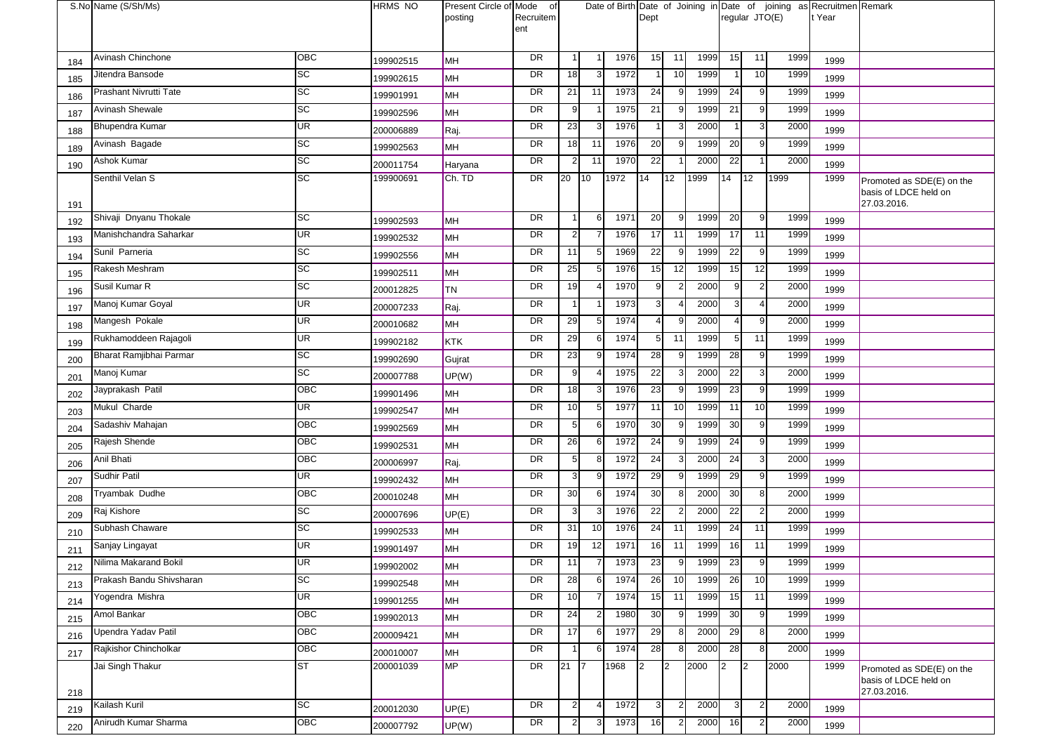| S.No | Name (S/Sh/Ms) | | HRMS NO | Present Circle of posting | Mode of Recruitement | Date of Birth | | | Date of Joining in Dept | | | Date of joining as regular JTO(E) | | | Recruitment Year | Remark |
|---|---|---|---|---|---|---|---|---|---|---|---|---|---|---|---|---|
| 184 | Avinash Chinchone | OBC | 199902515 | MH | DR | 1 | 1 | 1976 | 15 | 11 | 1999 | 15 | 11 | 1999 | 1999 | |
| 185 | Jitendra Bansode | SC | 199902615 | MH | DR | 18 | 3 | 1972 | 1 | 10 | 1999 | 1 | 10 | 1999 | 1999 | |
| 186 | Prashant Nivrutti Tate | SC | 199901991 | MH | DR | 21 | 11 | 1973 | 24 | 9 | 1999 | 24 | 9 | 1999 | 1999 | |
| 187 | Avinash Shewale | SC | 199902596 | MH | DR | 9 | 1 | 1975 | 21 | 9 | 1999 | 21 | 9 | 1999 | 1999 | |
| 188 | Bhupendra Kumar | UR | 200006889 | Raj. | DR | 23 | 3 | 1976 | 1 | 3 | 2000 | 1 | 3 | 2000 | 1999 | |
| 189 | Avinash Bagade | SC | 199902563 | MH | DR | 18 | 11 | 1976 | 20 | 9 | 1999 | 20 | 9 | 1999 | 1999 | |
| 190 | Ashok Kumar | SC | 200011754 | Haryana | DR | 2 | 11 | 1970 | 22 | 1 | 2000 | 22 | 1 | 2000 | 1999 | |
| 191 | Senthil Velan S | SC | 199900691 | Ch. TD | DR | 20 | 10 | 1972 | 14 | 12 | 1999 | 14 | 12 | 1999 | 1999 | Promoted as SDE(E) on the basis of LDCE held on 27.03.2016. |
| 192 | Shivaji Dnyanu Thokale | SC | 199902593 | MH | DR | 1 | 6 | 1971 | 20 | 9 | 1999 | 20 | 9 | 1999 | 1999 | |
| 193 | Manishchandra Saharkar | UR | 199902532 | MH | DR | 2 | 7 | 1976 | 17 | 11 | 1999 | 17 | 11 | 1999 | 1999 | |
| 194 | Sunil Parneria | SC | 199902556 | MH | DR | 11 | 5 | 1969 | 22 | 9 | 1999 | 22 | 9 | 1999 | 1999 | |
| 195 | Rakesh Meshram | SC | 199902511 | MH | DR | 25 | 5 | 1976 | 15 | 12 | 1999 | 15 | 12 | 1999 | 1999 | |
| 196 | Susil Kumar R | SC | 200012825 | TN | DR | 19 | 4 | 1970 | 9 | 2 | 2000 | 9 | 2 | 2000 | 1999 | |
| 197 | Manoj Kumar Goyal | UR | 200007233 | Raj. | DR | 1 | 1 | 1973 | 3 | 4 | 2000 | 3 | 4 | 2000 | 1999 | |
| 198 | Mangesh Pokale | UR | 200010682 | MH | DR | 29 | 5 | 1974 | 4 | 9 | 2000 | 4 | 9 | 2000 | 1999 | |
| 199 | Rukhamoddeen Rajagoli | UR | 199902182 | KTK | DR | 29 | 6 | 1974 | 5 | 11 | 1999 | 5 | 11 | 1999 | 1999 | |
| 200 | Bharat Ramjibhai Parmar | SC | 199902690 | Gujrat | DR | 23 | 9 | 1974 | 28 | 9 | 1999 | 28 | 9 | 1999 | 1999 | |
| 201 | Manoj Kumar | SC | 200007788 | UP(W) | DR | 9 | 4 | 1975 | 22 | 3 | 2000 | 22 | 3 | 2000 | 1999 | |
| 202 | Jayprakash Patil | OBC | 199901496 | MH | DR | 18 | 3 | 1976 | 23 | 9 | 1999 | 23 | 9 | 1999 | 1999 | |
| 203 | Mukul Charde | UR | 199902547 | MH | DR | 10 | 5 | 1977 | 11 | 10 | 1999 | 11 | 10 | 1999 | 1999 | |
| 204 | Sadashiv Mahajan | OBC | 199902569 | MH | DR | 5 | 6 | 1970 | 30 | 9 | 1999 | 30 | 9 | 1999 | 1999 | |
| 205 | Rajesh Shende | OBC | 199902531 | MH | DR | 26 | 6 | 1972 | 24 | 9 | 1999 | 24 | 9 | 1999 | 1999 | |
| 206 | Anil Bhati | OBC | 200006997 | Raj. | DR | 5 | 8 | 1972 | 24 | 3 | 2000 | 24 | 3 | 2000 | 1999 | |
| 207 | Sudhir Patil | UR | 199902432 | MH | DR | 3 | 9 | 1972 | 29 | 9 | 1999 | 29 | 9 | 1999 | 1999 | |
| 208 | Tryambak Dudhe | OBC | 200010248 | MH | DR | 30 | 6 | 1974 | 30 | 8 | 2000 | 30 | 8 | 2000 | 1999 | |
| 209 | Raj Kishore | SC | 200007696 | UP(E) | DR | 3 | 3 | 1976 | 22 | 2 | 2000 | 22 | 2 | 2000 | 1999 | |
| 210 | Subhash Chaware | SC | 199902533 | MH | DR | 31 | 10 | 1976 | 24 | 11 | 1999 | 24 | 11 | 1999 | 1999 | |
| 211 | Sanjay Lingayat | UR | 199901497 | MH | DR | 19 | 12 | 1971 | 16 | 11 | 1999 | 16 | 11 | 1999 | 1999 | |
| 212 | Nilima Makarand Bokil | UR | 199902002 | MH | DR | 11 | 7 | 1973 | 23 | 9 | 1999 | 23 | 9 | 1999 | 1999 | |
| 213 | Prakash Bandu Shivsharan | SC | 199902548 | MH | DR | 28 | 6 | 1974 | 26 | 10 | 1999 | 26 | 10 | 1999 | 1999 | |
| 214 | Yogendra Mishra | UR | 199901255 | MH | DR | 10 | 7 | 1974 | 15 | 11 | 1999 | 15 | 11 | 1999 | 1999 | |
| 215 | Amol Bankar | OBC | 199902013 | MH | DR | 24 | 2 | 1980 | 30 | 9 | 1999 | 30 | 9 | 1999 | 1999 | |
| 216 | Upendra Yadav Patil | OBC | 200009421 | MH | DR | 17 | 6 | 1977 | 29 | 8 | 2000 | 29 | 8 | 2000 | 1999 | |
| 217 | Rajkishor Chincholkar | OBC | 200010007 | MH | DR | 1 | 6 | 1974 | 28 | 8 | 2000 | 28 | 8 | 2000 | 1999 | |
| 218 | Jai Singh Thakur | ST | 200001039 | MP | DR | 21 | 7 | 1968 | 2 | 2 | 2000 | 2 | 2 | 2000 | 1999 | Promoted as SDE(E) on the basis of LDCE held on 27.03.2016. |
| 219 | Kailash Kuril | SC | 200012030 | UP(E) | DR | 2 | 4 | 1972 | 3 | 2 | 2000 | 3 | 2 | 2000 | 1999 | |
| 220 | Anirudh Kumar Sharma | OBC | 200007792 | UP(W) | DR | 2 | 3 | 1973 | 16 | 2 | 2000 | 16 | 2 | 2000 | 1999 | |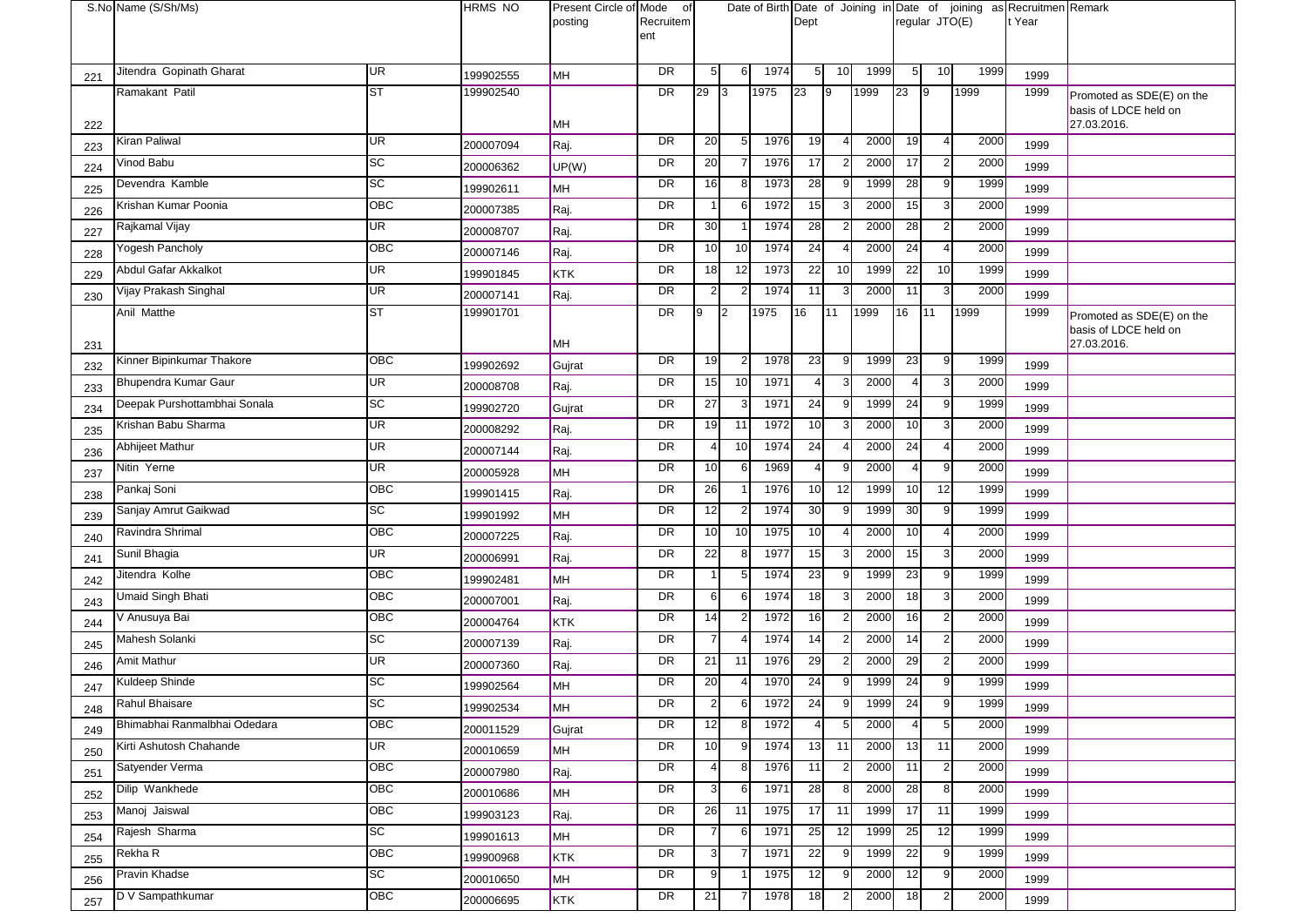| S.No | Name (S/Sh/Ms) | | HRMS NO | Present Circle of posting | Mode of Recruitement | Date of Birth | | | Date of Joining in Dept | | | Date of joining as regular JTO(E) | | | Recruitment Year | Remark |
|---|---|---|---|---|---|---|---|---|---|---|---|---|---|---|---|---|
| 221 | Jitendra Gopinath Gharat | UR | 199902555 | MH | DR | 5 | 6 | 1974 | 5 | 10 | 1999 | 5 | 10 | 1999 | 1999 | |
| 222 | Ramakant Patil | ST | 199902540 | MH | DR | 29 | 3 | 1975 | 23 | 9 | 1999 | 23 | 9 | 1999 | 1999 | Promoted as SDE(E) on the basis of LDCE held on 27.03.2016. |
| 223 | Kiran Paliwal | UR | 200007094 | Raj. | DR | 20 | 5 | 1976 | 19 | 4 | 2000 | 19 | 4 | 2000 | 1999 | |
| 224 | Vinod Babu | SC | 200006362 | UP(W) | DR | 20 | 7 | 1976 | 17 | 2 | 2000 | 17 | 2 | 2000 | 1999 | |
| 225 | Devendra Kamble | SC | 199902611 | MH | DR | 16 | 8 | 1973 | 28 | 9 | 1999 | 28 | 9 | 1999 | 1999 | |
| 226 | Krishan Kumar Poonia | OBC | 200007385 | Raj. | DR | 1 | 6 | 1972 | 15 | 3 | 2000 | 15 | 3 | 2000 | 1999 | |
| 227 | Rajkamal Vijay | UR | 200008707 | Raj. | DR | 30 | 1 | 1974 | 28 | 2 | 2000 | 28 | 2 | 2000 | 1999 | |
| 228 | Yogesh Pancholy | OBC | 200007146 | Raj. | DR | 10 | 10 | 1974 | 24 | 4 | 2000 | 24 | 4 | 2000 | 1999 | |
| 229 | Abdul Gafar Akkalkot | UR | 199901845 | KTK | DR | 18 | 12 | 1973 | 22 | 10 | 1999 | 22 | 10 | 1999 | 1999 | |
| 230 | Vijay Prakash Singhal | UR | 200007141 | Raj. | DR | 2 | 2 | 1974 | 11 | 3 | 2000 | 11 | 3 | 2000 | 1999 | |
| 231 | Anil Matthe | ST | 199901701 | MH | DR | 9 | 2 | 1975 | 16 | 11 | 1999 | 16 | 11 | 1999 | 1999 | Promoted as SDE(E) on the basis of LDCE held on 27.03.2016. |
| 232 | Kinner Bipinkumar Thakore | OBC | 199902692 | Gujrat | DR | 19 | 2 | 1978 | 23 | 9 | 1999 | 23 | 9 | 1999 | 1999 | |
| 233 | Bhupendra Kumar Gaur | UR | 200008708 | Raj. | DR | 15 | 10 | 1971 | 4 | 3 | 2000 | 4 | 3 | 2000 | 1999 | |
| 234 | Deepak Purshottambhai Sonala | SC | 199902720 | Gujrat | DR | 27 | 3 | 1971 | 24 | 9 | 1999 | 24 | 9 | 1999 | 1999 | |
| 235 | Krishan Babu Sharma | UR | 200008292 | Raj. | DR | 19 | 11 | 1972 | 10 | 3 | 2000 | 10 | 3 | 2000 | 1999 | |
| 236 | Abhijeet Mathur | UR | 200007144 | Raj. | DR | 4 | 10 | 1974 | 24 | 4 | 2000 | 24 | 4 | 2000 | 1999 | |
| 237 | Nitin Yerne | UR | 200005928 | MH | DR | 10 | 6 | 1969 | 4 | 9 | 2000 | 4 | 9 | 2000 | 1999 | |
| 238 | Pankaj Soni | OBC | 199901415 | Raj. | DR | 26 | 1 | 1976 | 10 | 12 | 1999 | 10 | 12 | 1999 | 1999 | |
| 239 | Sanjay Amrut Gaikwad | SC | 199901992 | MH | DR | 12 | 2 | 1974 | 30 | 9 | 1999 | 30 | 9 | 1999 | 1999 | |
| 240 | Ravindra Shrimal | OBC | 200007225 | Raj. | DR | 10 | 10 | 1975 | 10 | 4 | 2000 | 10 | 4 | 2000 | 1999 | |
| 241 | Sunil Bhagia | UR | 200006991 | Raj. | DR | 22 | 8 | 1977 | 15 | 3 | 2000 | 15 | 3 | 2000 | 1999 | |
| 242 | Jitendra Kolhe | OBC | 199902481 | MH | DR | 1 | 5 | 1974 | 23 | 9 | 1999 | 23 | 9 | 1999 | 1999 | |
| 243 | Umaid Singh Bhati | OBC | 200007001 | Raj. | DR | 6 | 6 | 1974 | 18 | 3 | 2000 | 18 | 3 | 2000 | 1999 | |
| 244 | V Anusuya Bai | OBC | 200004764 | KTK | DR | 14 | 2 | 1972 | 16 | 2 | 2000 | 16 | 2 | 2000 | 1999 | |
| 245 | Mahesh Solanki | SC | 200007139 | Raj. | DR | 7 | 4 | 1974 | 14 | 2 | 2000 | 14 | 2 | 2000 | 1999 | |
| 246 | Amit Mathur | UR | 200007360 | Raj. | DR | 21 | 11 | 1976 | 29 | 2 | 2000 | 29 | 2 | 2000 | 1999 | |
| 247 | Kuldeep Shinde | SC | 199902564 | MH | DR | 20 | 4 | 1970 | 24 | 9 | 1999 | 24 | 9 | 1999 | 1999 | |
| 248 | Rahul Bhaisare | SC | 199902534 | MH | DR | 2 | 6 | 1972 | 24 | 9 | 1999 | 24 | 9 | 1999 | 1999 | |
| 249 | Bhimabhai Ranmalbhai Odedara | OBC | 200011529 | Gujrat | DR | 12 | 8 | 1972 | 4 | 5 | 2000 | 4 | 5 | 2000 | 1999 | |
| 250 | Kirti Ashutosh Chahande | UR | 200010659 | MH | DR | 10 | 9 | 1974 | 13 | 11 | 2000 | 13 | 11 | 2000 | 1999 | |
| 251 | Satyender Verma | OBC | 200007980 | Raj. | DR | 4 | 8 | 1976 | 11 | 2 | 2000 | 11 | 2 | 2000 | 1999 | |
| 252 | Dilip Wankhede | OBC | 200010686 | MH | DR | 3 | 6 | 1971 | 28 | 8 | 2000 | 28 | 8 | 2000 | 1999 | |
| 253 | Manoj Jaiswal | OBC | 199903123 | Raj. | DR | 26 | 11 | 1975 | 17 | 11 | 1999 | 17 | 11 | 1999 | 1999 | |
| 254 | Rajesh Sharma | SC | 199901613 | MH | DR | 7 | 6 | 1971 | 25 | 12 | 1999 | 25 | 12 | 1999 | 1999 | |
| 255 | Rekha R | OBC | 199900968 | KTK | DR | 3 | 7 | 1971 | 22 | 9 | 1999 | 22 | 9 | 1999 | 1999 | |
| 256 | Pravin Khadse | SC | 200010650 | MH | DR | 9 | 1 | 1975 | 12 | 9 | 2000 | 12 | 9 | 2000 | 1999 | |
| 257 | D V Sampathkumar | OBC | 200006695 | KTK | DR | 21 | 7 | 1978 | 18 | 2 | 2000 | 18 | 2 | 2000 | 1999 | |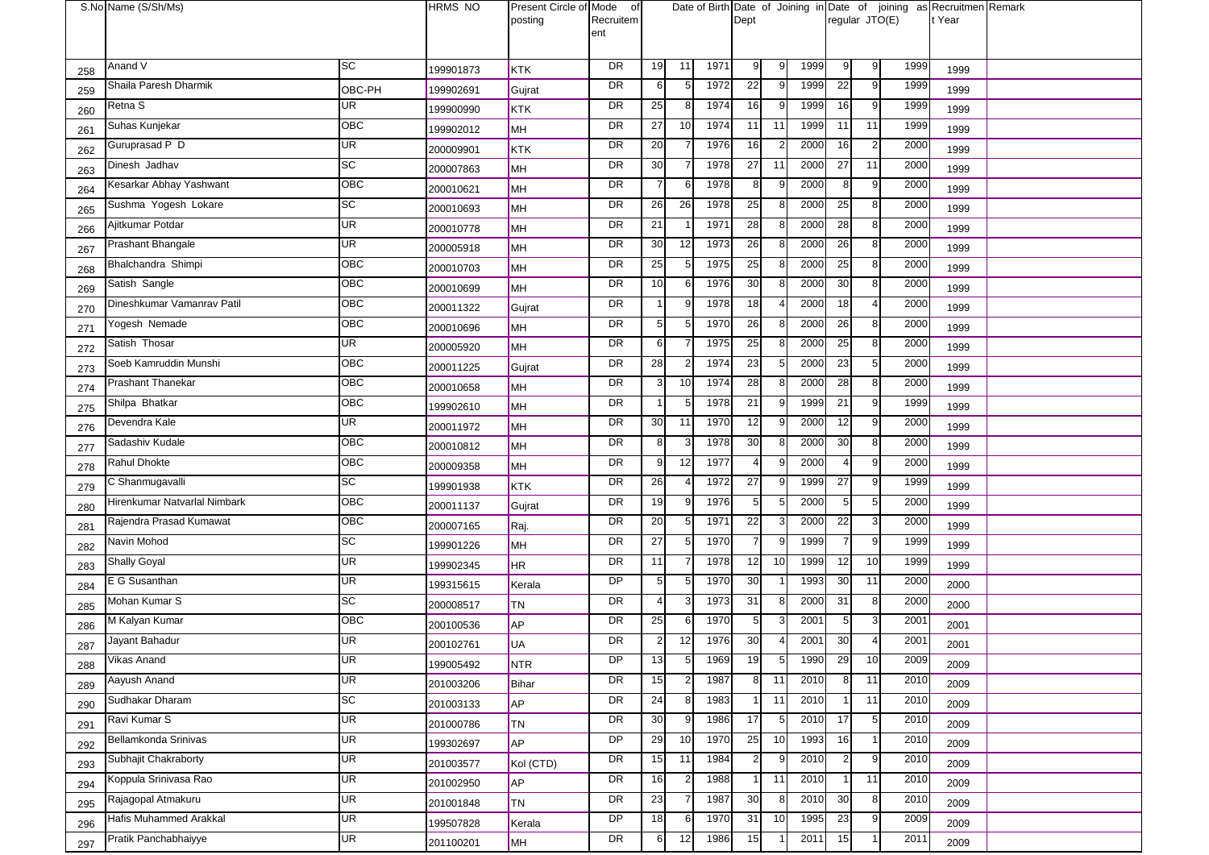| S.No | Name (S/Sh/Ms) | | HRMS NO | Present Circle of posting | Mode of Recruitement | Date of Birth | | | Date of Joining in Dept | | | Date of joining as regular JTO(E) | | | Recruitment Year | Remark |
|---|---|---|---|---|---|---|---|---|---|---|---|---|---|---|---|---|
| 258 | Anand V | SC | 199901873 | KTK | DR | 19 | 11 | 1971 | 9 | 9 | 1999 | 9 | 9 | 1999 | 1999 | |
| 259 | Shaila Paresh Dharmik | OBC-PH | 199902691 | Gujrat | DR | 6 | 5 | 1972 | 22 | 9 | 1999 | 22 | 9 | 1999 | 1999 | |
| 260 | Retna S | UR | 199900990 | KTK | DR | 25 | 8 | 1974 | 16 | 9 | 1999 | 16 | 9 | 1999 | 1999 | |
| 261 | Suhas Kunjekar | OBC | 199902012 | MH | DR | 27 | 10 | 1974 | 11 | 11 | 1999 | 11 | 11 | 1999 | 1999 | |
| 262 | Guruprasad P D | UR | 200009901 | KTK | DR | 20 | 7 | 1976 | 16 | 2 | 2000 | 16 | 2 | 2000 | 1999 | |
| 263 | Dinesh Jadhav | SC | 200007863 | MH | DR | 30 | 7 | 1978 | 27 | 11 | 2000 | 27 | 11 | 2000 | 1999 | |
| 264 | Kesarkar Abhay Yashwant | OBC | 200010621 | MH | DR | 7 | 6 | 1978 | 8 | 9 | 2000 | 8 | 9 | 2000 | 1999 | |
| 265 | Sushma Yogesh Lokare | SC | 200010693 | MH | DR | 26 | 26 | 1978 | 25 | 8 | 2000 | 25 | 8 | 2000 | 1999 | |
| 266 | Ajitkumar Potdar | UR | 200010778 | MH | DR | 21 | 1 | 1971 | 28 | 8 | 2000 | 28 | 8 | 2000 | 1999 | |
| 267 | Prashant Bhangale | UR | 200005918 | MH | DR | 30 | 12 | 1973 | 26 | 8 | 2000 | 26 | 8 | 2000 | 1999 | |
| 268 | Bhalchandra Shimpi | OBC | 200010703 | MH | DR | 25 | 5 | 1975 | 25 | 8 | 2000 | 25 | 8 | 2000 | 1999 | |
| 269 | Satish Sangle | OBC | 200010699 | MH | DR | 10 | 6 | 1976 | 30 | 8 | 2000 | 30 | 8 | 2000 | 1999 | |
| 270 | Dineshkumar Vamanrav Patil | OBC | 200011322 | Gujrat | DR | 1 | 9 | 1978 | 18 | 4 | 2000 | 18 | 4 | 2000 | 1999 | |
| 271 | Yogesh Nemade | OBC | 200010696 | MH | DR | 5 | 5 | 1970 | 26 | 8 | 2000 | 26 | 8 | 2000 | 1999 | |
| 272 | Satish Thosar | UR | 200005920 | MH | DR | 6 | 7 | 1975 | 25 | 8 | 2000 | 25 | 8 | 2000 | 1999 | |
| 273 | Soeb Kamruddin Munshi | OBC | 200011225 | Gujrat | DR | 28 | 2 | 1974 | 23 | 5 | 2000 | 23 | 5 | 2000 | 1999 | |
| 274 | Prashant Thanekar | OBC | 200010658 | MH | DR | 3 | 10 | 1974 | 28 | 8 | 2000 | 28 | 8 | 2000 | 1999 | |
| 275 | Shilpa Bhatkar | OBC | 199902610 | MH | DR | 1 | 5 | 1978 | 21 | 9 | 1999 | 21 | 9 | 1999 | 1999 | |
| 276 | Devendra Kale | UR | 200011972 | MH | DR | 30 | 11 | 1970 | 12 | 9 | 2000 | 12 | 9 | 2000 | 1999 | |
| 277 | Sadashiv Kudale | OBC | 200010812 | MH | DR | 8 | 3 | 1978 | 30 | 8 | 2000 | 30 | 8 | 2000 | 1999 | |
| 278 | Rahul Dhokte | OBC | 200009358 | MH | DR | 9 | 12 | 1977 | 4 | 9 | 2000 | 4 | 9 | 2000 | 1999 | |
| 279 | C Shanmugavalli | SC | 199901938 | KTK | DR | 26 | 4 | 1972 | 27 | 9 | 1999 | 27 | 9 | 1999 | 1999 | |
| 280 | Hirenkumar Natvarlal Nimbark | OBC | 200011137 | Gujrat | DR | 19 | 9 | 1976 | 5 | 5 | 2000 | 5 | 5 | 2000 | 1999 | |
| 281 | Rajendra Prasad Kumawat | OBC | 200007165 | Raj. | DR | 20 | 5 | 1971 | 22 | 3 | 2000 | 22 | 3 | 2000 | 1999 | |
| 282 | Navin Mohod | SC | 199901226 | MH | DR | 27 | 5 | 1970 | 7 | 9 | 1999 | 7 | 9 | 1999 | 1999 | |
| 283 | Shally Goyal | UR | 199902345 | HR | DR | 11 | 7 | 1978 | 12 | 10 | 1999 | 12 | 10 | 1999 | 1999 | |
| 284 | E G Susanthan | UR | 199315615 | Kerala | DP | 5 | 5 | 1970 | 30 | 1 | 1993 | 30 | 11 | 2000 | 2000 | |
| 285 | Mohan Kumar S | SC | 200008517 | TN | DR | 4 | 3 | 1973 | 31 | 8 | 2000 | 31 | 8 | 2000 | 2000 | |
| 286 | M Kalyan Kumar | OBC | 200100536 | AP | DR | 25 | 6 | 1970 | 5 | 3 | 2001 | 5 | 3 | 2001 | 2001 | |
| 287 | Jayant Bahadur | UR | 200102761 | UA | DR | 2 | 12 | 1976 | 30 | 4 | 2001 | 30 | 4 | 2001 | 2001 | |
| 288 | Vikas Anand | UR | 199005492 | NTR | DP | 13 | 5 | 1969 | 19 | 5 | 1990 | 29 | 10 | 2009 | 2009 | |
| 289 | Aayush Anand | UR | 201003206 | Bihar | DR | 15 | 2 | 1987 | 8 | 11 | 2010 | 8 | 11 | 2010 | 2009 | |
| 290 | Sudhakar Dharam | SC | 201003133 | AP | DR | 24 | 8 | 1983 | 1 | 11 | 2010 | 1 | 11 | 2010 | 2009 | |
| 291 | Ravi Kumar S | UR | 201000786 | TN | DR | 30 | 9 | 1986 | 17 | 5 | 2010 | 17 | 5 | 2010 | 2009 | |
| 292 | Bellamkonda Srinivas | UR | 199302697 | AP | DP | 29 | 10 | 1970 | 25 | 10 | 1993 | 16 | 1 | 2010 | 2009 | |
| 293 | Subhajit Chakraborty | UR | 201003577 | Kol (CTD) | DR | 15 | 11 | 1984 | 2 | 9 | 2010 | 2 | 9 | 2010 | 2009 | |
| 294 | Koppula Srinivasa Rao | UR | 201002950 | AP | DR | 16 | 2 | 1988 | 1 | 11 | 2010 | 1 | 11 | 2010 | 2009 | |
| 295 | Rajagopal Atmakuru | UR | 201001848 | TN | DR | 23 | 7 | 1987 | 30 | 8 | 2010 | 30 | 8 | 2010 | 2009 | |
| 296 | Hafis Muhammed Arakkal | UR | 199507828 | Kerala | DP | 18 | 6 | 1970 | 31 | 10 | 1995 | 23 | 9 | 2009 | 2009 | |
| 297 | Pratik Panchabhaiyye | UR | 201100201 | MH | DR | 6 | 12 | 1986 | 15 | 1 | 2011 | 15 | 1 | 2011 | 2009 | |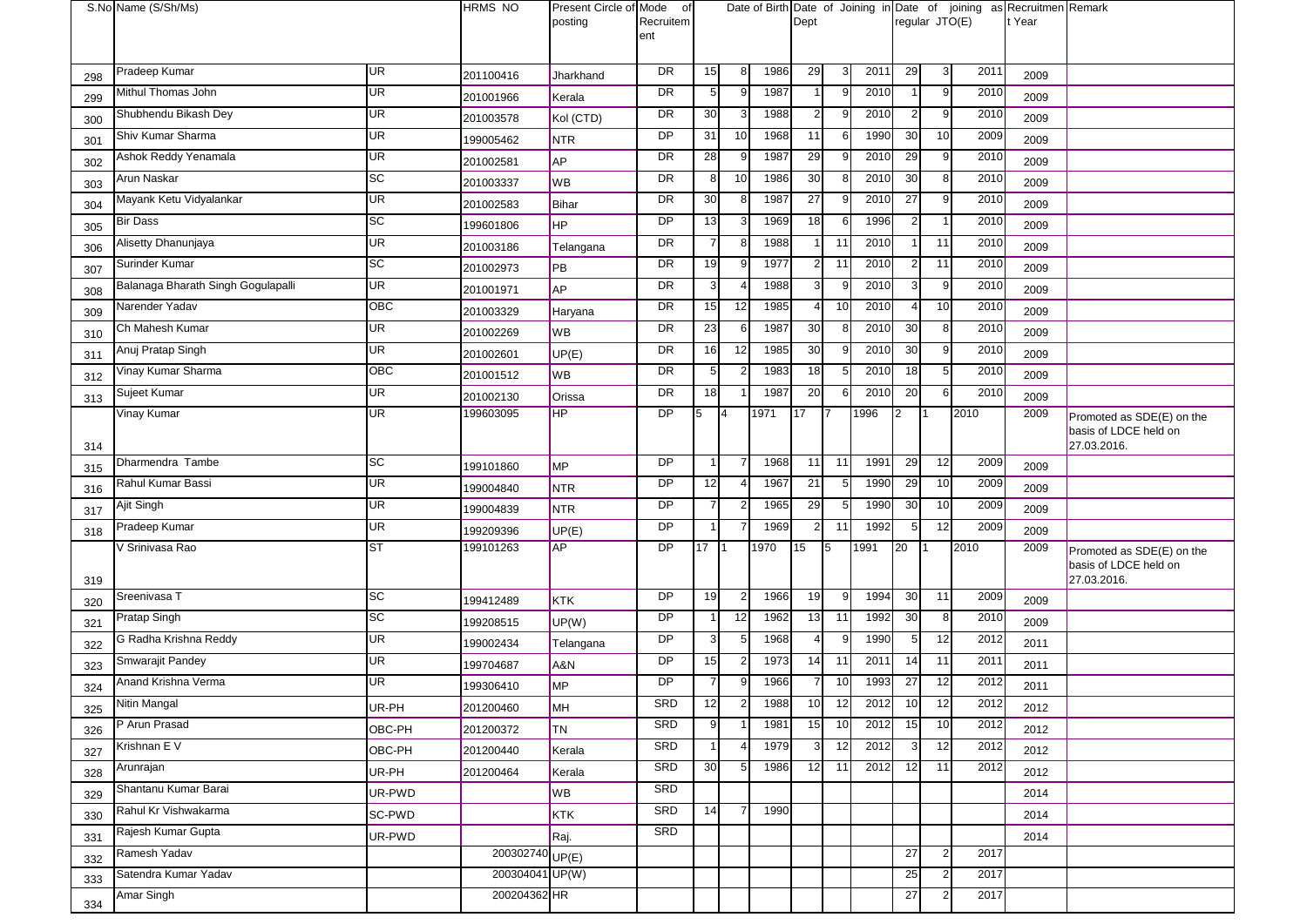| S.No | Name (S/Sh/Ms) | | HRMS NO | Present Circle of posting | Mode of Recruitement | Date of Birth | | | Date of Joining in Dept | | | Date of joining as regular JTO(E) | | | Recruitment Year | Remark |
|---|---|---|---|---|---|---|---|---|---|---|---|---|---|---|---|---|
| 298 | Pradeep Kumar | UR | 201100416 | Jharkhand | DR | 15 | 8 | 1986 | 29 | 3 | 2011 | 29 | 3 | 2011 | 2009 | |
| 299 | Mithul Thomas John | UR | 201001966 | Kerala | DR | 5 | 9 | 1987 | 1 | 9 | 2010 | 1 | 9 | 2010 | 2009 | |
| 300 | Shubhendu Bikash Dey | UR | 201003578 | Kol (CTD) | DR | 30 | 3 | 1988 | 2 | 9 | 2010 | 2 | 9 | 2010 | 2009 | |
| 301 | Shiv Kumar Sharma | UR | 199005462 | NTR | DP | 31 | 10 | 1968 | 11 | 6 | 1990 | 30 | 10 | 2009 | 2009 | |
| 302 | Ashok Reddy Yenamala | UR | 201002581 | AP | DR | 28 | 9 | 1987 | 29 | 9 | 2010 | 29 | 9 | 2010 | 2009 | |
| 303 | Arun Naskar | SC | 201003337 | WB | DR | 8 | 10 | 1986 | 30 | 8 | 2010 | 30 | 8 | 2010 | 2009 | |
| 304 | Mayank Ketu Vidyalankar | UR | 201002583 | Bihar | DR | 30 | 8 | 1987 | 27 | 9 | 2010 | 27 | 9 | 2010 | 2009 | |
| 305 | Bir Dass | SC | 199601806 | HP | DP | 13 | 3 | 1969 | 18 | 6 | 1996 | 2 | 1 | 2010 | 2009 | |
| 306 | Alisetty Dhanunjaya | UR | 201003186 | Telangana | DR | 7 | 8 | 1988 | 1 | 11 | 2010 | 1 | 11 | 2010 | 2009 | |
| 307 | Surinder Kumar | SC | 201002973 | PB | DR | 19 | 9 | 1977 | 2 | 11 | 2010 | 2 | 11 | 2010 | 2009 | |
| 308 | Balanaga Bharath Singh Gogulapalli | UR | 201001971 | AP | DR | 3 | 4 | 1988 | 3 | 9 | 2010 | 3 | 9 | 2010 | 2009 | |
| 309 | Narender Yadav | OBC | 201003329 | Haryana | DR | 15 | 12 | 1985 | 4 | 10 | 2010 | 4 | 10 | 2010 | 2009 | |
| 310 | Ch Mahesh Kumar | UR | 201002269 | WB | DR | 23 | 6 | 1987 | 30 | 8 | 2010 | 30 | 8 | 2010 | 2009 | |
| 311 | Anuj Pratap Singh | UR | 201002601 | UP(E) | DR | 16 | 12 | 1985 | 30 | 9 | 2010 | 30 | 9 | 2010 | 2009 | |
| 312 | Vinay Kumar Sharma | OBC | 201001512 | WB | DR | 5 | 2 | 1983 | 18 | 5 | 2010 | 18 | 5 | 2010 | 2009 | |
| 313 | Sujeet Kumar | UR | 201002130 | Orissa | DR | 18 | 1 | 1987 | 20 | 6 | 2010 | 20 | 6 | 2010 | 2009 | |
| 314 | Vinay Kumar | UR | 199603095 | HP | DP | 5 | 4 | 1971 | 17 | 7 | 1996 | 2 | 1 | 2010 | 2009 | Promoted as SDE(E) on the basis of LDCE held on 27.03.2016. |
| 315 | Dharmendra Tambe | SC | 199101860 | MP | DP | 1 | 7 | 1968 | 11 | 11 | 1991 | 29 | 12 | 2009 | 2009 | |
| 316 | Rahul Kumar Bassi | UR | 199004840 | NTR | DP | 12 | 4 | 1967 | 21 | 5 | 1990 | 29 | 10 | 2009 | 2009 | |
| 317 | Ajit Singh | UR | 199004839 | NTR | DP | 7 | 2 | 1965 | 29 | 5 | 1990 | 30 | 10 | 2009 | 2009 | |
| 318 | Pradeep Kumar | UR | 199209396 | UP(E) | DP | 1 | 7 | 1969 | 2 | 11 | 1992 | 5 | 12 | 2009 | 2009 | |
| 319 | V Srinivasa Rao | ST | 199101263 | AP | DP | 17 | 1 | 1970 | 15 | 5 | 1991 | 20 | 1 | 2010 | 2009 | Promoted as SDE(E) on the basis of LDCE held on 27.03.2016. |
| 320 | Sreenivasa T | SC | 199412489 | KTK | DP | 19 | 2 | 1966 | 19 | 9 | 1994 | 30 | 11 | 2009 | 2009 | |
| 321 | Pratap Singh | SC | 199208515 | UP(W) | DP | 1 | 12 | 1962 | 13 | 11 | 1992 | 30 | 8 | 2010 | 2009 | |
| 322 | G Radha Krishna Reddy | UR | 199002434 | Telangana | DP | 3 | 5 | 1968 | 4 | 9 | 1990 | 5 | 12 | 2012 | 2011 | |
| 323 | Smwarajit Pandey | UR | 199704687 | A&N | DP | 15 | 2 | 1973 | 14 | 11 | 2011 | 14 | 11 | 2011 | 2011 | |
| 324 | Anand Krishna Verma | UR | 199306410 | MP | DP | 7 | 9 | 1966 | 7 | 10 | 1993 | 27 | 12 | 2012 | 2011 | |
| 325 | Nitin Mangal | UR-PH | 201200460 | MH | SRD | 12 | 2 | 1988 | 10 | 12 | 2012 | 10 | 12 | 2012 | 2012 | |
| 326 | P Arun Prasad | OBC-PH | 201200372 | TN | SRD | 9 | 1 | 1981 | 15 | 10 | 2012 | 15 | 10 | 2012 | 2012 | |
| 327 | Krishnan E V | OBC-PH | 201200440 | Kerala | SRD | 1 | 4 | 1979 | 3 | 12 | 2012 | 3 | 12 | 2012 | 2012 | |
| 328 | Arunrajan | UR-PH | 201200464 | Kerala | SRD | 30 | 5 | 1986 | 12 | 11 | 2012 | 12 | 11 | 2012 | 2012 | |
| 329 | Shantanu Kumar Barai | UR-PWD | | WB | SRD | | | | | | | | | | 2014 | |
| 330 | Rahul Kr Vishwakarma | SC-PWD | | KTK | SRD | 14 | 7 | 1990 | | | | | | | 2014 | |
| 331 | Rajesh Kumar Gupta | UR-PWD | | Raj. | SRD | | | | | | | | | | 2014 | |
| 332 | Ramesh Yadav | | 200302740 | UP(E) | | | | | | | | 27 | 2 | 2017 | | |
| 333 | Satendra Kumar Yadav | | 200304041 | UP(W) | | | | | | | | 25 | 2 | 2017 | | |
| 334 | Amar Singh | | 200204362 | HR | | | | | | | | 27 | 2 | 2017 | | |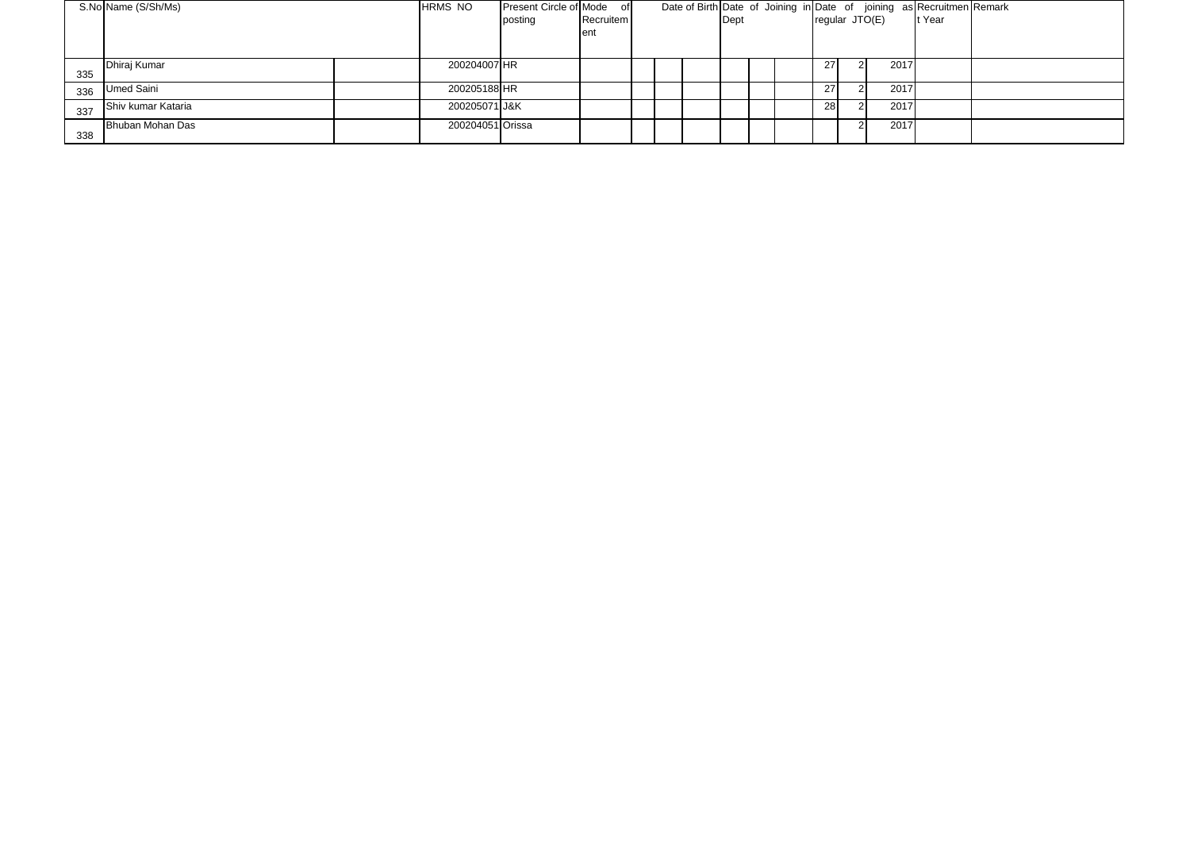| S.No | Name (S/Sh/Ms) | | HRMS NO | Present Circle of posting | Mode of Recruitment | Date of Birth | | | Date of Joining in Dept | | | Date of joining as regular JTO(E) | | | Recruitment Year | Remark |
|---|---|---|---|---|---|---|---|---|---|---|---|---|---|---|---|---|
| 335 | Dhiraj Kumar | | 200204007 | HR | | | | | | | | 27 | 2 | 2017 | | |
| 336 | Umed Saini | | 200205188 | HR | | | | | | | | 27 | 2 | 2017 | | |
| 337 | Shiv kumar Kataria | | 200205071 | J&K | | | | | | | | 28 | 2 | 2017 | | |
| 338 | Bhuban Mohan Das | | 200204051 | Orissa | | | | | | | | | 2 | 2017 | | |